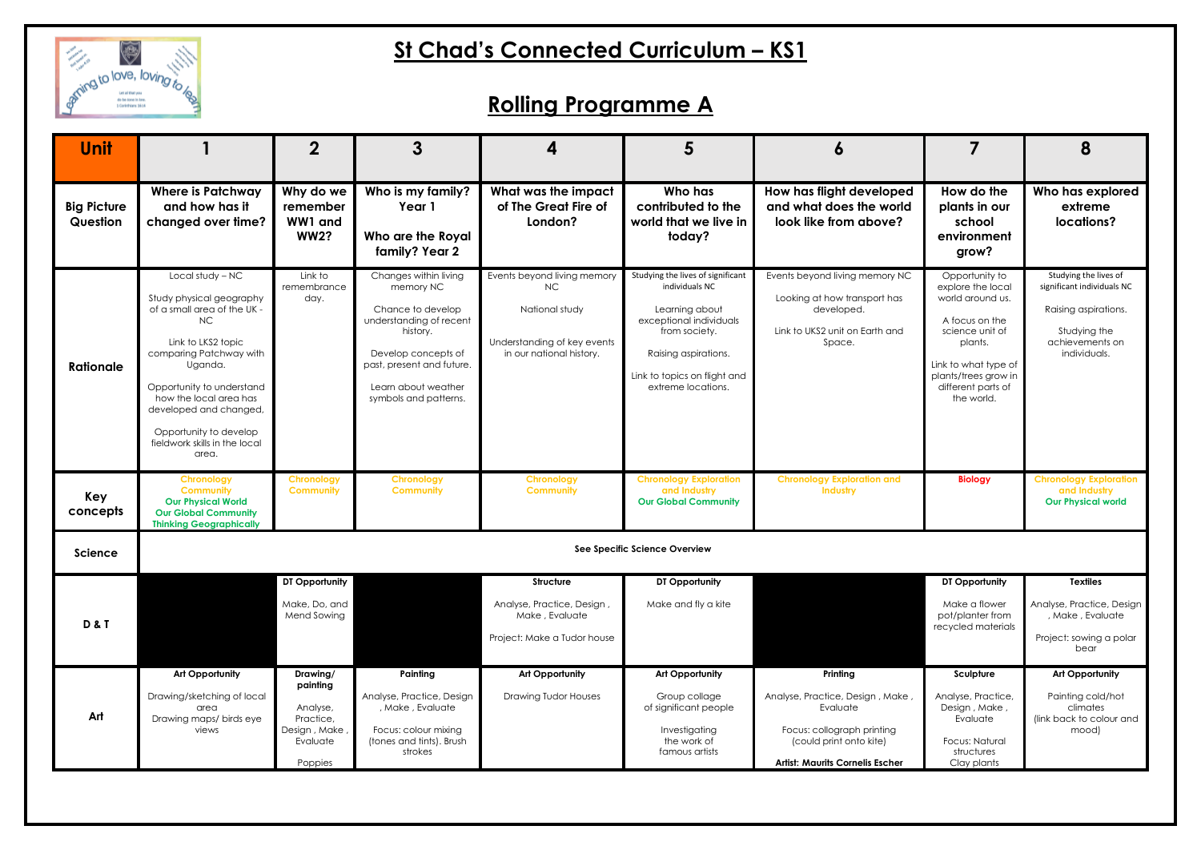# St Chad's Connected Curriculum – KS1

## Rolling Programme A

| Unit | 1 | 2 | 3 | 4 | 5 | 6 | 7 | 8 |
|---|---|---|---|---|---|---|---|---|
| Big Picture Question | Where is Patchway and how has it changed over time? | Why do we remember WW1 and WW2? | Who is my family? Year 1<br><br>Who are the Royal family? Year 2 | What was the impact of The Great Fire of London? | Who has contributed to the world that we live in today? | How has flight developed and what does the world look like from above? | How do the plants in our school environment grow? | Who has explored extreme locations? |
| Rationale | Local study – NC<br><br>Study physical geography of a small area of the UK - NC<br><br>Link to LKS2 topic comparing Patchway with Uganda.<br><br>Opportunity to understand how the local area has developed and changed,<br><br>Opportunity to develop fieldwork skills in the local area. | Link to remembrance day. | Changes within living memory NC<br><br>Chance to develop understanding of recent history.<br><br>Develop concepts of past, present and future.<br><br>Learn about weather symbols and patterns. | Events beyond living memory NC<br><br>National study<br><br>Understanding of key events in our national history. | Studying the lives of significant individuals NC<br><br>Learning about exceptional individuals from society.<br><br>Raising aspirations.<br><br>Link to topics on flight and extreme locations. | Events beyond living memory NC<br><br>Looking at how transport has developed.<br><br>Link to UKS2 unit on Earth and Space. | Opportunity to explore the local world around us.<br><br>A focus on the science unit of plants.<br><br>Link to what type of plants/trees grow in different parts of the world. | Studying the lives of significant individuals NC<br><br>Raising aspirations.<br><br>Studying the achievements on individuals. |
| Key concepts | Chronology<br>Community<br>Our Physical World<br>Our Global Community<br>Thinking Geographically | Chronology<br>Community | Chronology<br>Community | Chronology<br>Community | Chronology Exploration and Industry<br>Our Global Community | Chronology Exploration and Industry | Biology | Chronology Exploration and Industry<br>Our Physical world |
| Science | See Specific Science Overview | | | | | | | |
| D & T | | **DT Opportunity**<br><br>Make, Do, and Mend Sowing | | **Structure**<br><br>Analyse, Practice, Design , Make , Evaluate<br><br>Project: Make a Tudor house | **DT Opportunity**<br><br>Make and fly a kite | | **DT Opportunity**<br><br>Make a flower pot/planter from recycled materials | **Textiles**<br><br>Analyse, Practice, Design , Make , Evaluate<br><br>Project: sowing a polar bear |
| Art | **Art Opportunity**<br><br>Drawing/sketching of local area<br>Drawing maps/ birds eye views | **Drawing/ painting**<br><br>Analyse, Practice, Design , Make , Evaluate<br><br>Poppies | **Painting**<br><br>Analyse, Practice, Design , Make , Evaluate<br><br>Focus: colour mixing (tones and tints). Brush strokes | **Art Opportunity**<br><br>Drawing Tudor Houses | **Art Opportunity**<br><br>Group collage of significant people<br><br>Investigating the work of famous artists | **Printing**<br><br>Analyse, Practice, Design , Make , Evaluate<br><br>Focus: collograph printing (could print onto kite)<br><br>**Artist: Maurits Cornelis Escher** | **Sculpture**<br><br>Analyse, Practice, Design , Make , Evaluate<br><br>Focus: Natural structures<br>Clay plants | **Art Opportunity**<br><br>Painting cold/hot climates<br>(link back to colour and mood) |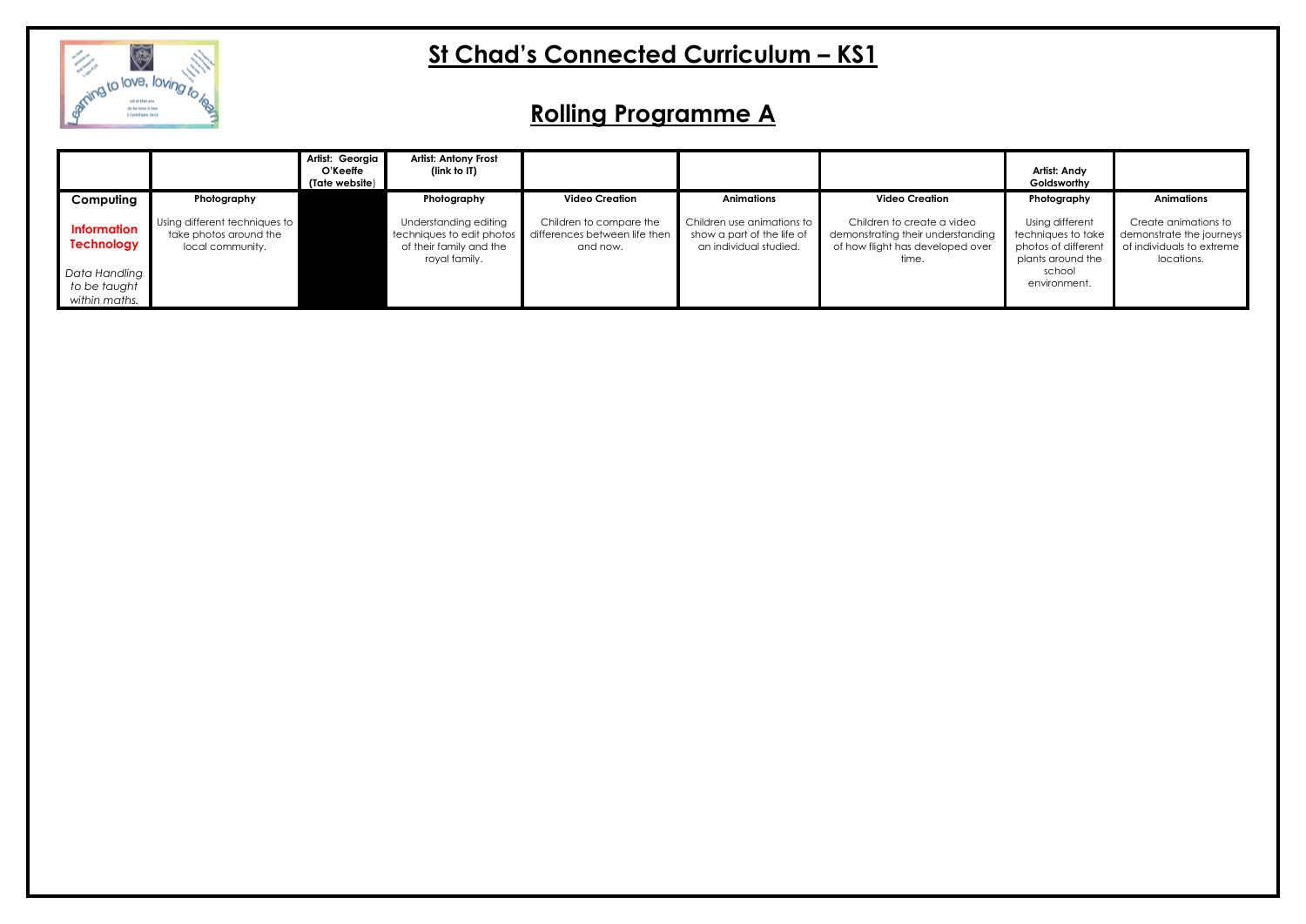# St Chad's Connected Curriculum – KS1

## Rolling Programme A

| | | Artist: Georgia O'Keeffe (Tate website) | Artist: Antony Frost (link to IT) | | | | Artist: Andy Goldsworthy | |
|---|---|---|---|---|---|---|---|---|
| **Computing** | **Photography** | | **Photography** | **Video Creation** | **Animations** | **Video Creation** | **Photography** | **Animations** |
| **Information Technology**<br><br>*Data Handling to be taught within maths.* | Using different techniques to take photos around the local community. | | Understanding editing techniques to edit photos of their family and the royal family. | Children to compare the differences between life then and now. | Children use animations to show a part of the life of an individual studied. | Children to create a video demonstrating their understanding of how flight has developed over time. | Using different techniques to take photos of different plants around the school environment. | Create animations to demonstrate the journeys of individuals to extreme locations. |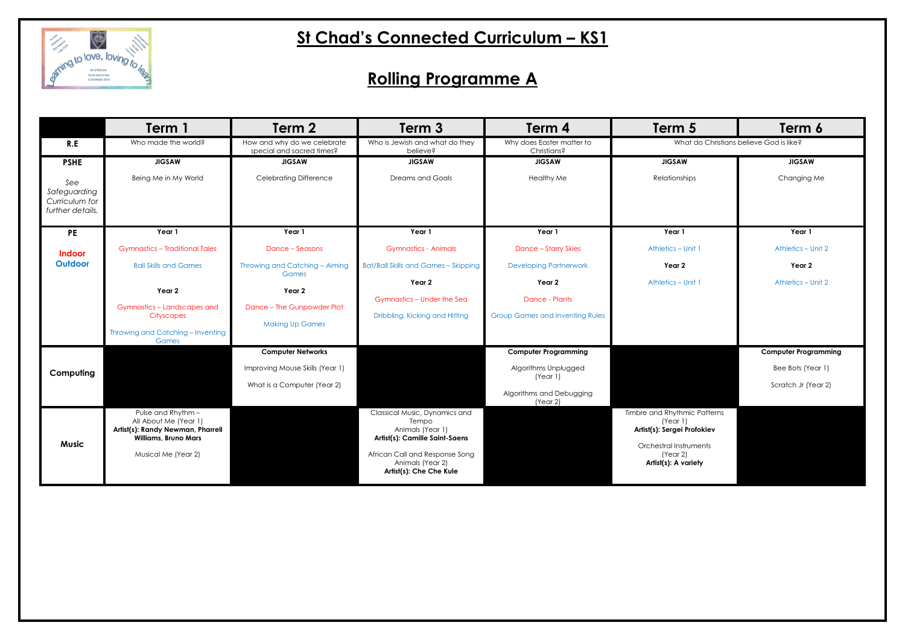# St Chad's Connected Curriculum – KS1

## Rolling Programme A

| | Term 1 | Term 2 | Term 3 | Term 4 | Term 5 | Term 6 |
|---|---|---|---|---|---|---|
| **R.E** | Who made the world? | How and why do we celebrate special and sacred times? | Who is Jewish and what do they believe? | Why does Easter matter to Christians? | What do Christians believe God is like? | |
| **PSHE**<br>*See Safeguarding Curriculum for further details.* | **JIGSAW**<br>Being Me in My World | **JIGSAW**<br>Celebrating Difference | **JIGSAW**<br>Dreams and Goals | **JIGSAW**<br>Healthy Me | **JIGSAW**<br>Relationships | **JIGSAW**<br>Changing Me |
| **PE**<br>**Indoor**<br>**Outdoor** | **Year 1**<br>Gymnastics – Traditional Tales<br>Ball Skills and Games<br>**Year 2**<br>Gymnastics – Landscapes and Cityscapes<br>Throwing and Catching – Inventing Games | **Year 1**<br>Dance – Seasons<br>Throwing and Catching – Aiming Games<br>**Year 2**<br>Dance – The Gunpowder Plot<br>Making Up Games | **Year 1**<br>Gymnastics - Animals<br>Bat/Ball Skills and Games – Skipping<br>**Year 2**<br>Gymnastics – Under the Sea<br>Dribbling, Kicking and Hitting | **Year 1**<br>Dance – Starry Skies<br>Developing Partnerwork<br>**Year 2**<br>Dance - Plants<br>Group Games and Inventing Rules | **Year 1**<br>Athletics – Unit 1<br>**Year 2**<br>Athletics – Unit 1 | **Year 1**<br>Athletics – Unit 2<br>**Year 2**<br>Athletics – Unit 2 |
| **Computing** | | **Computer Networks**<br>Improving Mouse Skills (Year 1)<br>What is a Computer (Year 2) | | **Computer Programming**<br>Algorithms Unplugged (Year 1)<br>Algorithms and Debugging (Year 2) | | **Computer Programming**<br>Bee Bots (Year 1)<br>Scratch Jr (Year 2) |
| **Music** | Pulse and Rhythm – All About Me (Year 1)<br>**Artist(s): Randy Newman, Pharrell Williams, Bruno Mars**<br>Musical Me (Year 2) | | Classical Music, Dynamics and Tempo Animals (Year 1)<br>**Artist(s): Camille Saint-Saens**<br>African Call and Response Song Animals (Year 2)<br>**Artist(s): Che Che Kule** | | Timbre and Rhythmic Patterns (Year 1)<br>**Artist(s): Sergei Profokiev**<br>Orchestral Instruments (Year 2)<br>**Artist(s): A variety** | |